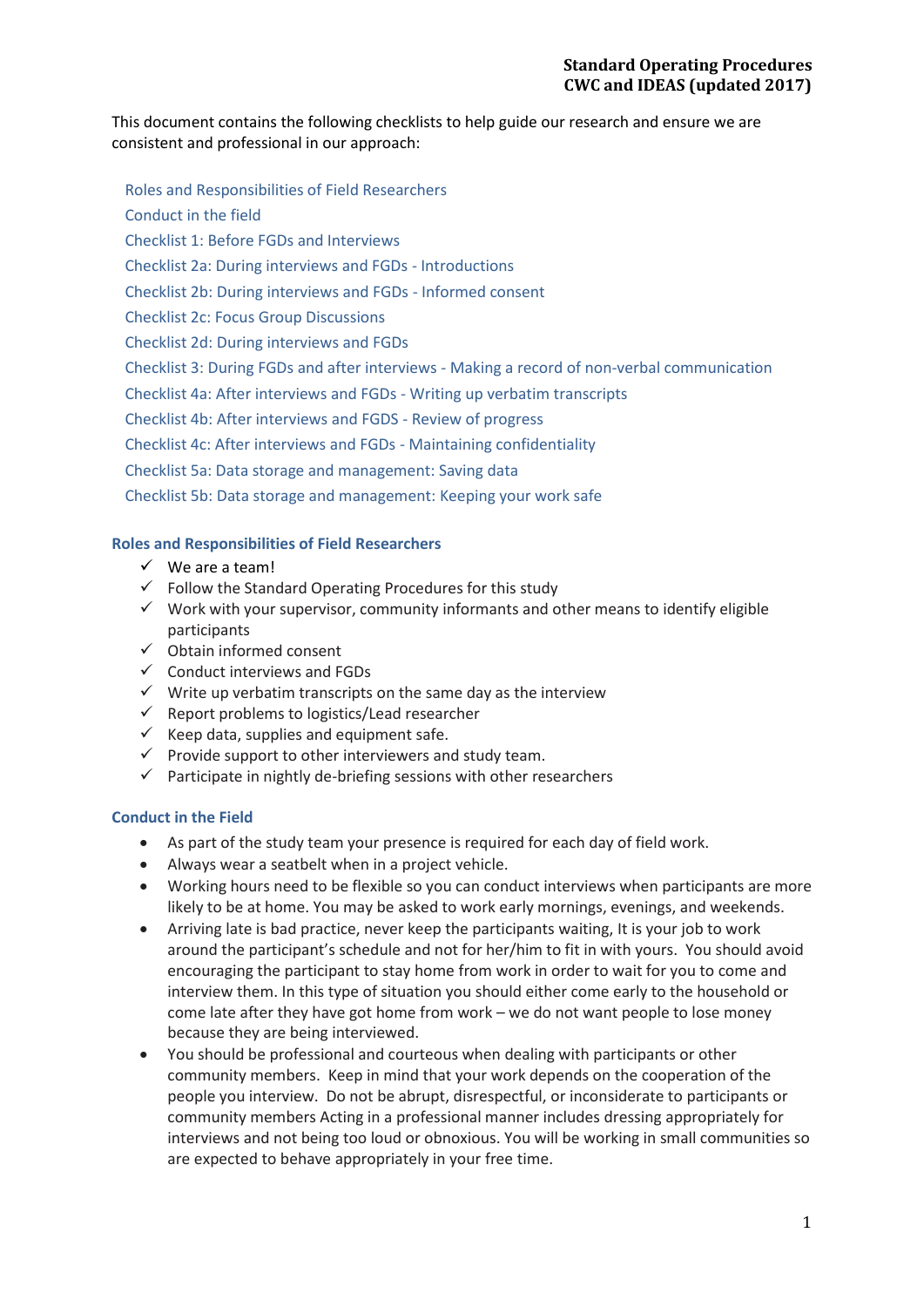**Standard Operating Procedures**
**CWC and IDEAS (updated 2017)**

This document contains the following checklists to help guide our research and ensure we are consistent and professional in our approach:

- Roles and Responsibilities of Field Researchers
- Conduct in the field
- Checklist 1: Before FGDs and Interviews
- Checklist 2a: During interviews and FGDs - Introductions
- Checklist 2b: During interviews and FGDs - Informed consent
- Checklist 2c: Focus Group Discussions
- Checklist 2d: During interviews and FGDs
- Checklist 3: During FGDs and after interviews - Making a record of non-verbal communication
- Checklist 4a: After interviews and FGDs - Writing up verbatim transcripts
- Checklist 4b: After interviews and FGDS - Review of progress
- Checklist 4c: After interviews and FGDs - Maintaining confidentiality
- Checklist 5a: Data storage and management: Saving data
- Checklist 5b: Data storage and management: Keeping your work safe

## Roles and Responsibilities of Field Researchers

- ✓ We are a team!
- ✓ Follow the Standard Operating Procedures for this study
- ✓ Work with your supervisor, community informants and other means to identify eligible participants
- ✓ Obtain informed consent
- ✓ Conduct interviews and FGDs
- ✓ Write up verbatim transcripts on the same day as the interview
- ✓ Report problems to logistics/Lead researcher
- ✓ Keep data, supplies and equipment safe.
- ✓ Provide support to other interviewers and study team.
- ✓ Participate in nightly de-briefing sessions with other researchers

## Conduct in the Field

- As part of the study team your presence is required for each day of field work.
- Always wear a seatbelt when in a project vehicle.
- Working hours need to be flexible so you can conduct interviews when participants are more likely to be at home. You may be asked to work early mornings, evenings, and weekends.
- Arriving late is bad practice, never keep the participants waiting, It is your job to work around the participant's schedule and not for her/him to fit in with yours. You should avoid encouraging the participant to stay home from work in order to wait for you to come and interview them. In this type of situation you should either come early to the household or come late after they have got home from work – we do not want people to lose money because they are being interviewed.
- You should be professional and courteous when dealing with participants or other community members. Keep in mind that your work depends on the cooperation of the people you interview. Do not be abrupt, disrespectful, or inconsiderate to participants or community members Acting in a professional manner includes dressing appropriately for interviews and not being too loud or obnoxious. You will be working in small communities so are expected to behave appropriately in your free time.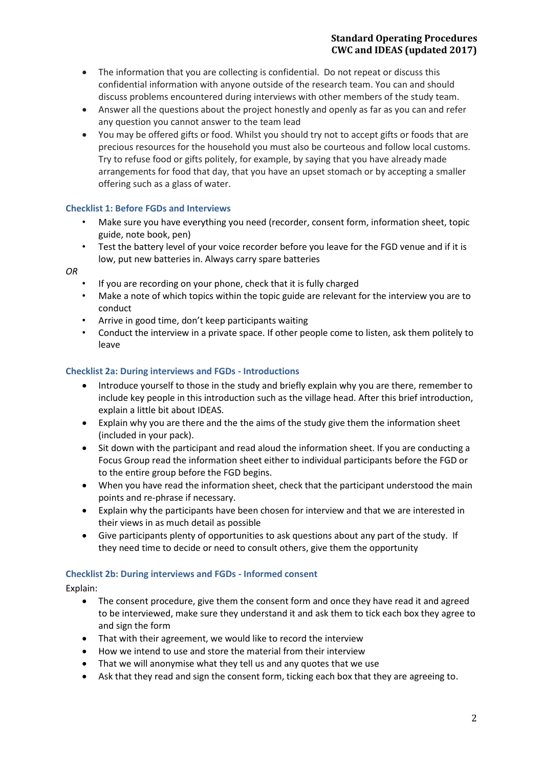- The information that you are collecting is confidential. Do not repeat or discuss this confidential information with anyone outside of the research team. You can and should discuss problems encountered during interviews with other members of the study team.
- Answer all the questions about the project honestly and openly as far as you can and refer any question you cannot answer to the team lead
- You may be offered gifts or food. Whilst you should try not to accept gifts or foods that are precious resources for the household you must also be courteous and follow local customs. Try to refuse food or gifts politely, for example, by saying that you have already made arrangements for food that day, that you have an upset stomach or by accepting a smaller offering such as a glass of water.

### Checklist 1: Before FGDs and Interviews

- Make sure you have everything you need (recorder, consent form, information sheet, topic guide, note book, pen)
- Test the battery level of your voice recorder before you leave for the FGD venue and if it is low, put new batteries in. Always carry spare batteries

*OR*

- If you are recording on your phone, check that it is fully charged
- Make a note of which topics within the topic guide are relevant for the interview you are to conduct
- Arrive in good time, don't keep participants waiting
- Conduct the interview in a private space. If other people come to listen, ask them politely to leave

### Checklist 2a: During interviews and FGDs - Introductions

- Introduce yourself to those in the study and briefly explain why you are there, remember to include key people in this introduction such as the village head. After this brief introduction, explain a little bit about IDEAS.
- Explain why you are there and the the aims of the study give them the information sheet (included in your pack).
- Sit down with the participant and read aloud the information sheet. If you are conducting a Focus Group read the information sheet either to individual participants before the FGD or to the entire group before the FGD begins.
- When you have read the information sheet, check that the participant understood the main points and re-phrase if necessary.
- Explain why the participants have been chosen for interview and that we are interested in their views in as much detail as possible
- Give participants plenty of opportunities to ask questions about any part of the study. If they need time to decide or need to consult others, give them the opportunity

### Checklist 2b: During interviews and FGDs - Informed consent

Explain:

- The consent procedure, give them the consent form and once they have read it and agreed to be interviewed, make sure they understand it and ask them to tick each box they agree to and sign the form
- That with their agreement, we would like to record the interview
- How we intend to use and store the material from their interview
- That we will anonymise what they tell us and any quotes that we use
- Ask that they read and sign the consent form, ticking each box that they are agreeing to.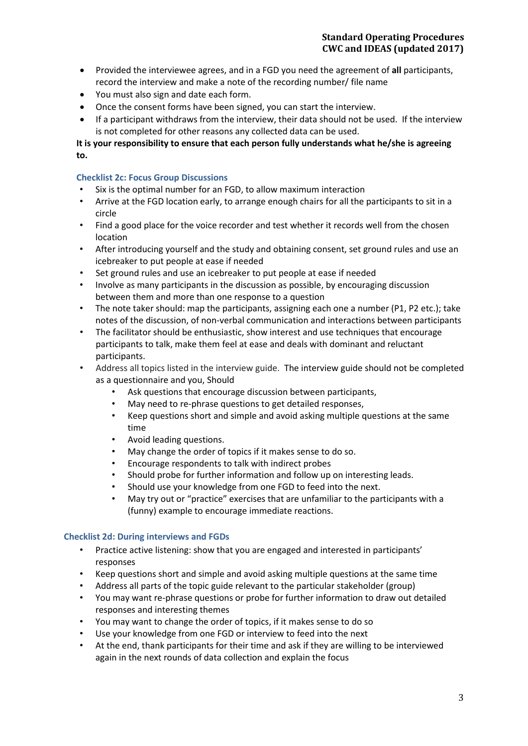- Provided the interviewee agrees, and in a FGD you need the agreement of **all** participants, record the interview and make a note of the recording number/ file name
- You must also sign and date each form.
- Once the consent forms have been signed, you can start the interview.
- If a participant withdraws from the interview, their data should not be used. If the interview is not completed for other reasons any collected data can be used.

**It is your responsibility to ensure that each person fully understands what he/she is agreeing to.**

### Checklist 2c: Focus Group Discussions

- Six is the optimal number for an FGD, to allow maximum interaction
- Arrive at the FGD location early, to arrange enough chairs for all the participants to sit in a circle
- Find a good place for the voice recorder and test whether it records well from the chosen location
- After introducing yourself and the study and obtaining consent, set ground rules and use an icebreaker to put people at ease if needed
- Set ground rules and use an icebreaker to put people at ease if needed
- Involve as many participants in the discussion as possible, by encouraging discussion between them and more than one response to a question
- The note taker should: map the participants, assigning each one a number (P1, P2 etc.); take notes of the discussion, of non-verbal communication and interactions between participants
- The facilitator should be enthusiastic, show interest and use techniques that encourage participants to talk, make them feel at ease and deals with dominant and reluctant participants.
- Address all topics listed in the interview guide. The interview guide should not be completed as a questionnaire and you, Should
  - Ask questions that encourage discussion between participants,
  - May need to re-phrase questions to get detailed responses,
  - Keep questions short and simple and avoid asking multiple questions at the same time
  - Avoid leading questions.
  - May change the order of topics if it makes sense to do so.
  - Encourage respondents to talk with indirect probes
  - Should probe for further information and follow up on interesting leads.
  - Should use your knowledge from one FGD to feed into the next.
  - May try out or "practice" exercises that are unfamiliar to the participants with a (funny) example to encourage immediate reactions.

### Checklist 2d: During interviews and FGDs

- Practice active listening: show that you are engaged and interested in participants' responses
- Keep questions short and simple and avoid asking multiple questions at the same time
- Address all parts of the topic guide relevant to the particular stakeholder (group)
- You may want re-phrase questions or probe for further information to draw out detailed responses and interesting themes
- You may want to change the order of topics, if it makes sense to do so
- Use your knowledge from one FGD or interview to feed into the next
- At the end, thank participants for their time and ask if they are willing to be interviewed again in the next rounds of data collection and explain the focus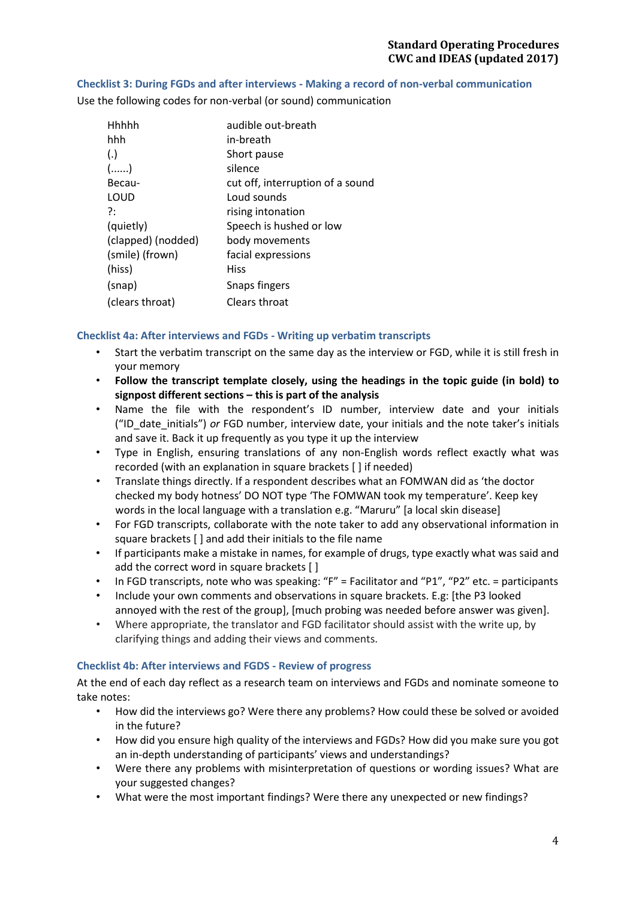### Checklist 3: During FGDs and after interviews - Making a record of non-verbal communication

Use the following codes for non-verbal (or sound) communication

| | |
|---|---|
| Hhhhh | audible out-breath |
| hhh | in-breath |
| (.) | Short pause |
| (......) | silence |
| Becau- | cut off, interruption of a sound |
| LOUD | Loud sounds |
| ?: | rising intonation |
| (quietly) | Speech is hushed or low |
| (clapped) (nodded) | body movements |
| (smile) (frown) | facial expressions |
| (hiss) | Hiss |
| (snap) | Snaps fingers |
| (clears throat) | Clears throat |

### Checklist 4a: After interviews and FGDs - Writing up verbatim transcripts

- Start the verbatim transcript on the same day as the interview or FGD, while it is still fresh in your memory
- **Follow the transcript template closely, using the headings in the topic guide (in bold) to signpost different sections – this is part of the analysis**
- Name the file with the respondent's ID number, interview date and your initials ("ID_date_initials") *or* FGD number, interview date, your initials and the note taker's initials and save it. Back it up frequently as you type it up the interview
- Type in English, ensuring translations of any non-English words reflect exactly what was recorded (with an explanation in square brackets [ ] if needed)
- Translate things directly. If a respondent describes what an FOMWAN did as 'the doctor checked my body hotness' DO NOT type 'The FOMWAN took my temperature'. Keep key words in the local language with a translation e.g. "Maruru" [a local skin disease]
- For FGD transcripts, collaborate with the note taker to add any observational information in square brackets [ ] and add their initials to the file name
- If participants make a mistake in names, for example of drugs, type exactly what was said and add the correct word in square brackets [ ]
- In FGD transcripts, note who was speaking: "F" = Facilitator and "P1", "P2" etc. = participants
- Include your own comments and observations in square brackets. E.g: [the P3 looked annoyed with the rest of the group], [much probing was needed before answer was given].
- Where appropriate, the translator and FGD facilitator should assist with the write up, by clarifying things and adding their views and comments.

### Checklist 4b: After interviews and FGDS - Review of progress

At the end of each day reflect as a research team on interviews and FGDs and nominate someone to take notes:

- How did the interviews go? Were there any problems? How could these be solved or avoided in the future?
- How did you ensure high quality of the interviews and FGDs? How did you make sure you got an in-depth understanding of participants' views and understandings?
- Were there any problems with misinterpretation of questions or wording issues? What are your suggested changes?
- What were the most important findings? Were there any unexpected or new findings?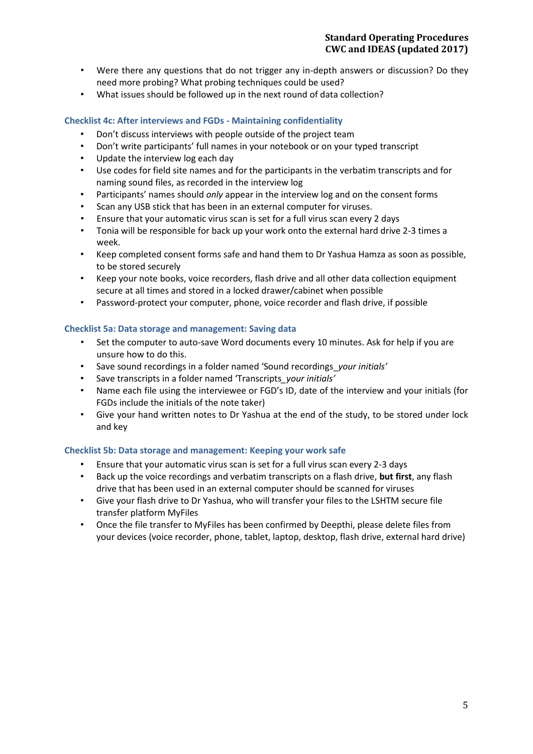- Were there any questions that do not trigger any in-depth answers or discussion? Do they need more probing? What probing techniques could be used?
- What issues should be followed up in the next round of data collection?

#### Checklist 4c: After interviews and FGDs - Maintaining confidentiality

- Don't discuss interviews with people outside of the project team
- Don't write participants' full names in your notebook or on your typed transcript
- Update the interview log each day
- Use codes for field site names and for the participants in the verbatim transcripts and for naming sound files, as recorded in the interview log
- Participants' names should *only* appear in the interview log and on the consent forms
- Scan any USB stick that has been in an external computer for viruses.
- Ensure that your automatic virus scan is set for a full virus scan every 2 days
- Tonia will be responsible for back up your work onto the external hard drive 2-3 times a week.
- Keep completed consent forms safe and hand them to Dr Yashua Hamza as soon as possible, to be stored securely
- Keep your note books, voice recorders, flash drive and all other data collection equipment secure at all times and stored in a locked drawer/cabinet when possible
- Password-protect your computer, phone, voice recorder and flash drive, if possible

#### Checklist 5a: Data storage and management: Saving data

- Set the computer to auto-save Word documents every 10 minutes. Ask for help if you are unsure how to do this.
- Save sound recordings in a folder named 'Sound recordings_*your initials'*
- Save transcripts in a folder named 'Transcripts_*your initials'*
- Name each file using the interviewee or FGD's ID, date of the interview and your initials (for FGDs include the initials of the note taker)
- Give your hand written notes to Dr Yashua at the end of the study, to be stored under lock and key

#### Checklist 5b: Data storage and management: Keeping your work safe

- Ensure that your automatic virus scan is set for a full virus scan every 2-3 days
- Back up the voice recordings and verbatim transcripts on a flash drive, **but first**, any flash drive that has been used in an external computer should be scanned for viruses
- Give your flash drive to Dr Yashua, who will transfer your files to the LSHTM secure file transfer platform MyFiles
- Once the file transfer to MyFiles has been confirmed by Deepthi, please delete files from your devices (voice recorder, phone, tablet, laptop, desktop, flash drive, external hard drive)